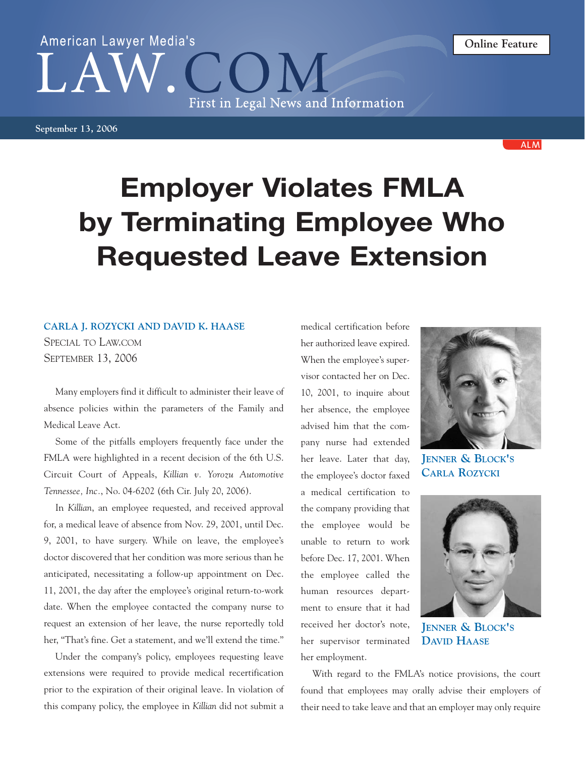American Lawyer Media's

LAW.COM

First in Legal News and Information

Online Feature

September 13, 2006

# Employer Violates FMLA by Terminating Employee Who Requested Leave Extension

**CARLA J. ROZYCKI AND DAVID K. HAASE**

SPECIAL TO LAW.COM

SEPTEMBER 13, 2006

Many employers find it difficult to administer their leave of absence policies within the parameters of the Family and Medical Leave Act.

Some of the pitfalls employers frequently face under the FMLA were highlighted in a recent decision of the 6th U.S. Circuit Court of Appeals, *Killian v. Yorozu Automotive Tennessee, Inc.*, No. 04-6202 (6th Cir. July 20, 2006).

In *Killian*, an employee requested, and received approval for, a medical leave of absence from Nov. 29, 2001, until Dec. 9, 2001, to have surgery. While on leave, the employee's doctor discovered that her condition was more serious than he anticipated, necessitating a follow-up appointment on Dec. 11, 2001, the day after the employee's original return-to-work date. When the employee contacted the company nurse to request an extension of her leave, the nurse reportedly told her, "That's fine. Get a statement, and we'll extend the time."

Under the company's policy, employees requesting leave extensions were required to provide medical recertification prior to the expiration of their original leave. In violation of this company policy, the employee in *Killian* did not submit a medical certification before her authorized leave expired. When the employee's supervisor contacted her on Dec. 10, 2001, to inquire about her absence, the employee advised him that the company nurse had extended her leave. Later that day, the employee's doctor faxed a medical certification to the company providing that the employee would be unable to return to work before Dec. 17, 2001. When the employee called the human resources department to ensure that it had received her doctor's note, her supervisor terminated her employment.

JENNER & BLOCK'S CARLA ROZYCKI

JENNER & BLOCK'S DAVID HAASE

With regard to the FMLA's notice provisions, the court found that employees may orally advise their employers of their need to take leave and that an employer may only require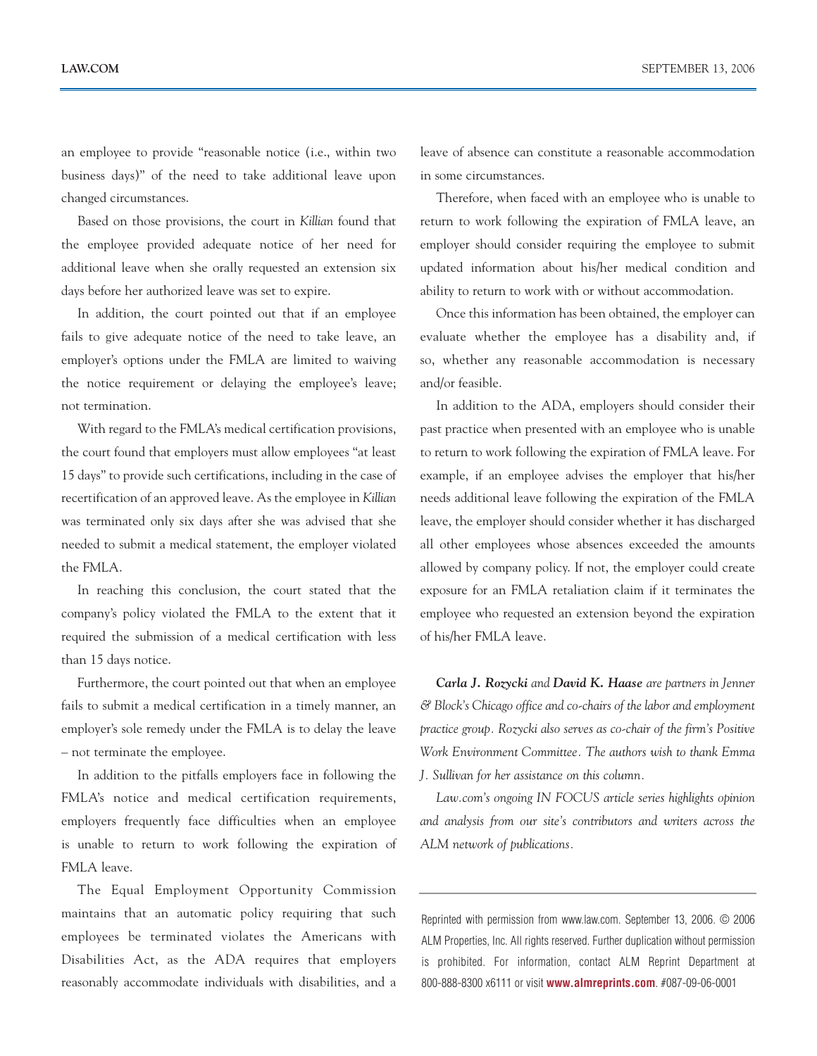an employee to provide "reasonable notice (i.e., within two business days)" of the need to take additional leave upon changed circumstances.

Based on those provisions, the court in *Killian* found that the employee provided adequate notice of her need for additional leave when she orally requested an extension six days before her authorized leave was set to expire.

In addition, the court pointed out that if an employee fails to give adequate notice of the need to take leave, an employer's options under the FMLA are limited to waiving the notice requirement or delaying the employee's leave; not termination.

With regard to the FMLA's medical certification provisions, the court found that employers must allow employees "at least 15 days" to provide such certifications, including in the case of recertification of an approved leave. As the employee in *Killian* was terminated only six days after she was advised that she needed to submit a medical statement, the employer violated the FMLA.

In reaching this conclusion, the court stated that the company's policy violated the FMLA to the extent that it required the submission of a medical certification with less than 15 days notice.

Furthermore, the court pointed out that when an employee fails to submit a medical certification in a timely manner, an employer's sole remedy under the FMLA is to delay the leave – not terminate the employee.

In addition to the pitfalls employers face in following the FMLA's notice and medical certification requirements, employers frequently face difficulties when an employee is unable to return to work following the expiration of FMLA leave.

The Equal Employment Opportunity Commission maintains that an automatic policy requiring that such employees be terminated violates the Americans with Disabilities Act, as the ADA requires that employers reasonably accommodate individuals with disabilities, and a leave of absence can constitute a reasonable accommodation in some circumstances.

Therefore, when faced with an employee who is unable to return to work following the expiration of FMLA leave, an employer should consider requiring the employee to submit updated information about his/her medical condition and ability to return to work with or without accommodation.

Once this information has been obtained, the employer can evaluate whether the employee has a disability and, if so, whether any reasonable accommodation is necessary and/or feasible.

In addition to the ADA, employers should consider their past practice when presented with an employee who is unable to return to work following the expiration of FMLA leave. For example, if an employee advises the employer that his/her needs additional leave following the expiration of the FMLA leave, the employer should consider whether it has discharged all other employees whose absences exceeded the amounts allowed by company policy. If not, the employer could create exposure for an FMLA retaliation claim if it terminates the employee who requested an extension beyond the expiration of his/her FMLA leave.

***Carla J. Rozycki*** *and* ***David K. Haase*** *are partners in Jenner & Block's Chicago office and co-chairs of the labor and employment practice group. Rozycki also serves as co-chair of the firm's Positive Work Environment Committee. The authors wish to thank Emma J. Sullivan for her assistance on this column.*

*Law.com's ongoing IN FOCUS article series highlights opinion and analysis from our site's contributors and writers across the ALM network of publications.*

---

Reprinted with permission from www.law.com. September 13, 2006. © 2006 ALM Properties, Inc. All rights reserved. Further duplication without permission is prohibited. For information, contact ALM Reprint Department at 800-888-8300 x6111 or visit **www.almreprints.com**. #087-09-06-0001